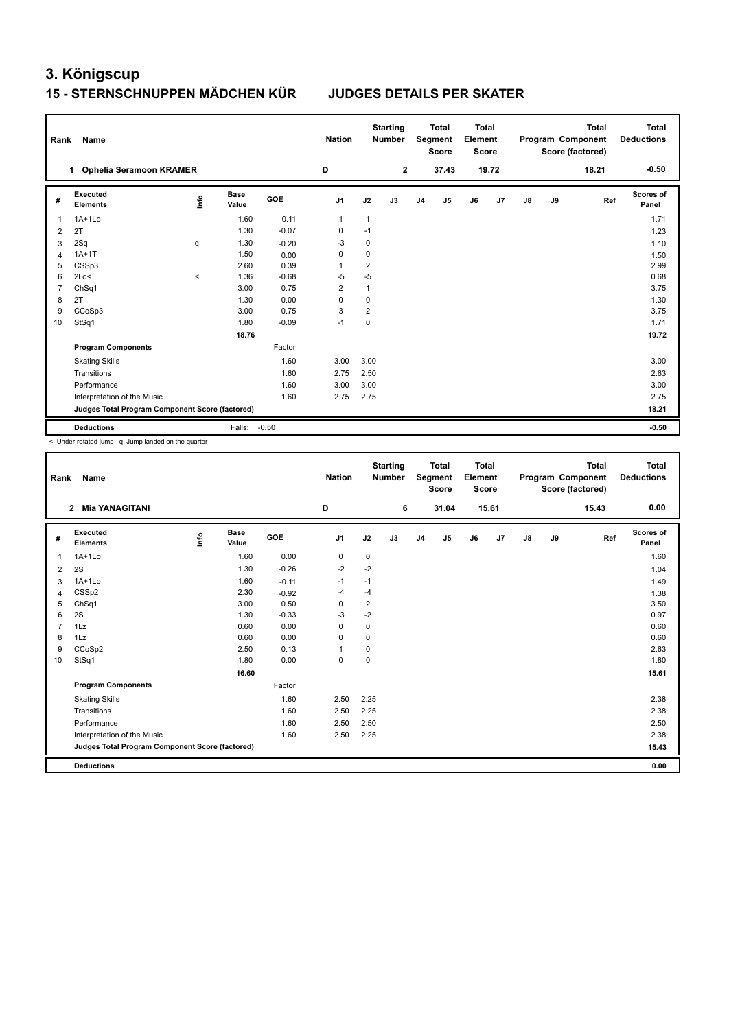# 3. Königscup

## 15 - STERNSCHNUPPEN MÄDCHEN KÜR JUDGES DETAILS PER SKATER

| Rank | Name | Nation | Starting Number | Total Segment Score | Total Element Score | Total Program Component Score (factored) | Total Deductions |
|---|---|---|---|---|---|---|---|
| 1 | Ophelia Seramoon KRAMER | D | 2 | 37.43 | 19.72 | 18.21 | -0.50 |

| # | Executed Elements | Info | Base Value | GOE | J1 | J2 | J3 | J4 | J5 | J6 | J7 | J8 | J9 | Ref | Scores of Panel |
|---|---|---|---|---|---|---|---|---|---|---|---|---|---|---|---|
| 1 | 1A+1Lo | | 1.60 | 0.11 | 1 | 1 | | | | | | | | | 1.71 |
| 2 | 2T | | 1.30 | -0.07 | 0 | -1 | | | | | | | | | 1.23 |
| 3 | 2Sq | q | 1.30 | -0.20 | -3 | 0 | | | | | | | | | 1.10 |
| 4 | 1A+1T | | 1.50 | 0.00 | 0 | 0 | | | | | | | | | 1.50 |
| 5 | CSSp3 | | 2.60 | 0.39 | 1 | 2 | | | | | | | | | 2.99 |
| 6 | 2Lo< | < | 1.36 | -0.68 | -5 | -5 | | | | | | | | | 0.68 |
| 7 | ChSq1 | | 3.00 | 0.75 | 2 | 1 | | | | | | | | | 3.75 |
| 8 | 2T | | 1.30 | 0.00 | 0 | 0 | | | | | | | | | 1.30 |
| 9 | CCoSp3 | | 3.00 | 0.75 | 3 | 2 | | | | | | | | | 3.75 |
| 10 | StSq1 | | 1.80 | -0.09 | -1 | 0 | | | | | | | | | 1.71 |
| | | | 18.76 | | | | | | | | | | | | 19.72 |
| | **Program Components** | | | Factor | | | | | | | | | | | |
| | Skating Skills | | | 1.60 | 3.00 | 3.00 | | | | | | | | | 3.00 |
| | Transitions | | | 1.60 | 2.75 | 2.50 | | | | | | | | | 2.63 |
| | Performance | | | 1.60 | 3.00 | 3.00 | | | | | | | | | 3.00 |
| | Interpretation of the Music | | | 1.60 | 2.75 | 2.75 | | | | | | | | | 2.75 |
| | **Judges Total Program Component Score (factored)** | | | | | | | | | | | | | | 18.21 |
| | **Deductions** | | Falls: | -0.50 | | | | | | | | | | | -0.50 |

< Under-rotated jump q Jump landed on the quarter

| Rank | Name | Nation | Starting Number | Total Segment Score | Total Element Score | Total Program Component Score (factored) | Total Deductions |
|---|---|---|---|---|---|---|---|
| 2 | Mia YANAGITANI | D | 6 | 31.04 | 15.61 | 15.43 | 0.00 |

| # | Executed Elements | Info | Base Value | GOE | J1 | J2 | J3 | J4 | J5 | J6 | J7 | J8 | J9 | Ref | Scores of Panel |
|---|---|---|---|---|---|---|---|---|---|---|---|---|---|---|---|
| 1 | 1A+1Lo | | 1.60 | 0.00 | 0 | 0 | | | | | | | | | 1.60 |
| 2 | 2S | | 1.30 | -0.26 | -2 | -2 | | | | | | | | | 1.04 |
| 3 | 1A+1Lo | | 1.60 | -0.11 | -1 | -1 | | | | | | | | | 1.49 |
| 4 | CSSp2 | | 2.30 | -0.92 | -4 | -4 | | | | | | | | | 1.38 |
| 5 | ChSq1 | | 3.00 | 0.50 | 0 | 2 | | | | | | | | | 3.50 |
| 6 | 2S | | 1.30 | -0.33 | -3 | -2 | | | | | | | | | 0.97 |
| 7 | 1Lz | | 0.60 | 0.00 | 0 | 0 | | | | | | | | | 0.60 |
| 8 | 1Lz | | 0.60 | 0.00 | 0 | 0 | | | | | | | | | 0.60 |
| 9 | CCoSp2 | | 2.50 | 0.13 | 1 | 0 | | | | | | | | | 2.63 |
| 10 | StSq1 | | 1.80 | 0.00 | 0 | 0 | | | | | | | | | 1.80 |
| | | | 16.60 | | | | | | | | | | | | 15.61 |
| | **Program Components** | | | Factor | | | | | | | | | | | |
| | Skating Skills | | | 1.60 | 2.50 | 2.25 | | | | | | | | | 2.38 |
| | Transitions | | | 1.60 | 2.50 | 2.25 | | | | | | | | | 2.38 |
| | Performance | | | 1.60 | 2.50 | 2.50 | | | | | | | | | 2.50 |
| | Interpretation of the Music | | | 1.60 | 2.50 | 2.25 | | | | | | | | | 2.38 |
| | **Judges Total Program Component Score (factored)** | | | | | | | | | | | | | | 15.43 |
| | **Deductions** | | | | | | | | | | | | | | 0.00 |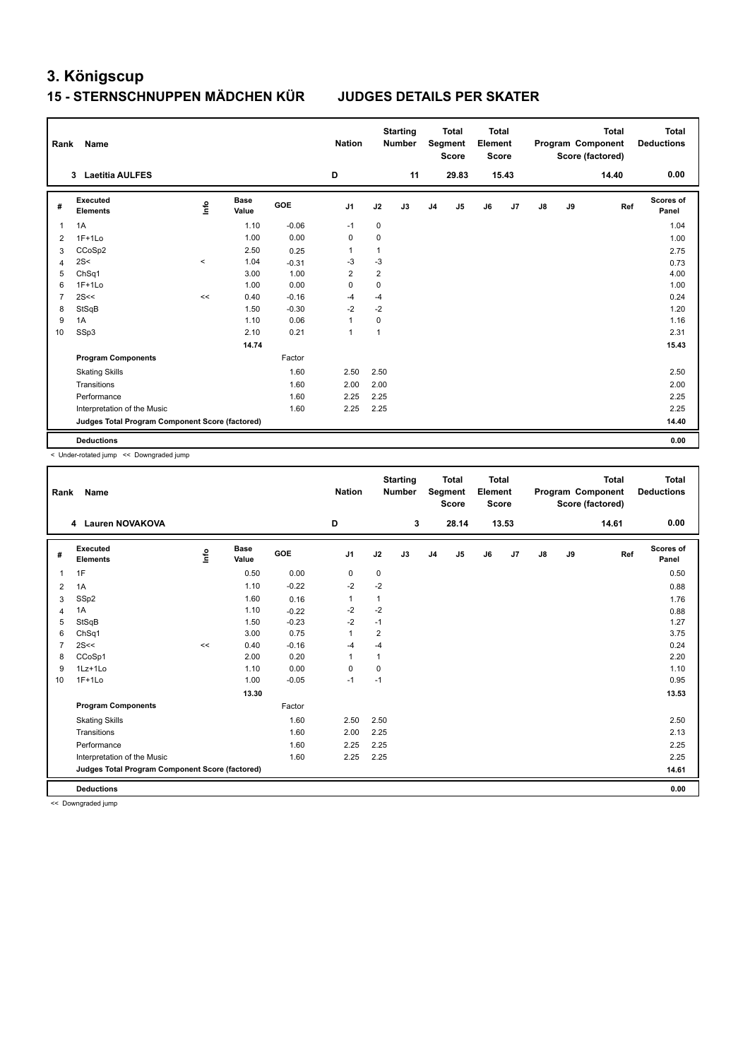# 3. Königscup

## 15 - STERNSCHNUPPEN MÄDCHEN KÜR JUDGES DETAILS PER SKATER

| Rank | Name | Nation | Starting Number | Total Segment Score | Total Element Score | Total Program Component Score (factored) | Total Deductions |
|---|---|---|---|---|---|---|---|
| 3 | Laetitia AULFES | D | 11 | 29.83 | 15.43 | 14.40 | 0.00 |

| # | Executed Elements | Info | Base Value | GOE | J1 | J2 | J3 | J4 | J5 | J6 | J7 | J8 | J9 | Ref | Scores of Panel |
|---|---|---|---|---|---|---|---|---|---|---|---|---|---|---|---|
| 1 | 1A | | 1.10 | -0.06 | -1 | 0 | | | | | | | | | 1.04 |
| 2 | 1F+1Lo | | 1.00 | 0.00 | 0 | 0 | | | | | | | | | 1.00 |
| 3 | CCoSp2 | | 2.50 | 0.25 | 1 | 1 | | | | | | | | | 2.75 |
| 4 | 2S< | < | 1.04 | -0.31 | -3 | -3 | | | | | | | | | 0.73 |
| 5 | ChSq1 | | 3.00 | 1.00 | 2 | 2 | | | | | | | | | 4.00 |
| 6 | 1F+1Lo | | 1.00 | 0.00 | 0 | 0 | | | | | | | | | 1.00 |
| 7 | 2S<< | << | 0.40 | -0.16 | -4 | -4 | | | | | | | | | 0.24 |
| 8 | StSqB | | 1.50 | -0.30 | -2 | -2 | | | | | | | | | 1.20 |
| 9 | 1A | | 1.10 | 0.06 | 1 | 0 | | | | | | | | | 1.16 |
| 10 | SSp3 | | 2.10 | 0.21 | 1 | 1 | | | | | | | | | 2.31 |
| | | | 14.74 | | | | | | | | | | | | 15.43 |
| | **Program Components** | | | Factor | | | | | | | | | | | |
| | Skating Skills | | | 1.60 | 2.50 | 2.50 | | | | | | | | | 2.50 |
| | Transitions | | | 1.60 | 2.00 | 2.00 | | | | | | | | | 2.00 |
| | Performance | | | 1.60 | 2.25 | 2.25 | | | | | | | | | 2.25 |
| | Interpretation of the Music | | | 1.60 | 2.25 | 2.25 | | | | | | | | | 2.25 |
| | **Judges Total Program Component Score (factored)** | | | | | | | | | | | | | | 14.40 |
| | **Deductions** | | | | | | | | | | | | | | 0.00 |

< Under-rotated jump << Downgraded jump

| Rank | Name | Nation | Starting Number | Total Segment Score | Total Element Score | Total Program Component Score (factored) | Total Deductions |
|---|---|---|---|---|---|---|---|
| 4 | Lauren NOVAKOVA | D | 3 | 28.14 | 13.53 | 14.61 | 0.00 |

| # | Executed Elements | Info | Base Value | GOE | J1 | J2 | J3 | J4 | J5 | J6 | J7 | J8 | J9 | Ref | Scores of Panel |
|---|---|---|---|---|---|---|---|---|---|---|---|---|---|---|---|
| 1 | 1F | | 0.50 | 0.00 | 0 | 0 | | | | | | | | | 0.50 |
| 2 | 1A | | 1.10 | -0.22 | -2 | -2 | | | | | | | | | 0.88 |
| 3 | SSp2 | | 1.60 | 0.16 | 1 | 1 | | | | | | | | | 1.76 |
| 4 | 1A | | 1.10 | -0.22 | -2 | -2 | | | | | | | | | 0.88 |
| 5 | StSqB | | 1.50 | -0.23 | -2 | -1 | | | | | | | | | 1.27 |
| 6 | ChSq1 | | 3.00 | 0.75 | 1 | 2 | | | | | | | | | 3.75 |
| 7 | 2S<< | << | 0.40 | -0.16 | -4 | -4 | | | | | | | | | 0.24 |
| 8 | CCoSp1 | | 2.00 | 0.20 | 1 | 1 | | | | | | | | | 2.20 |
| 9 | 1Lz+1Lo | | 1.10 | 0.00 | 0 | 0 | | | | | | | | | 1.10 |
| 10 | 1F+1Lo | | 1.00 | -0.05 | -1 | -1 | | | | | | | | | 0.95 |
| | | | 13.30 | | | | | | | | | | | | 13.53 |
| | **Program Components** | | | Factor | | | | | | | | | | | |
| | Skating Skills | | | 1.60 | 2.50 | 2.50 | | | | | | | | | 2.50 |
| | Transitions | | | 1.60 | 2.00 | 2.25 | | | | | | | | | 2.13 |
| | Performance | | | 1.60 | 2.25 | 2.25 | | | | | | | | | 2.25 |
| | Interpretation of the Music | | | 1.60 | 2.25 | 2.25 | | | | | | | | | 2.25 |
| | **Judges Total Program Component Score (factored)** | | | | | | | | | | | | | | 14.61 |
| | **Deductions** | | | | | | | | | | | | | | 0.00 |

<< Downgraded jump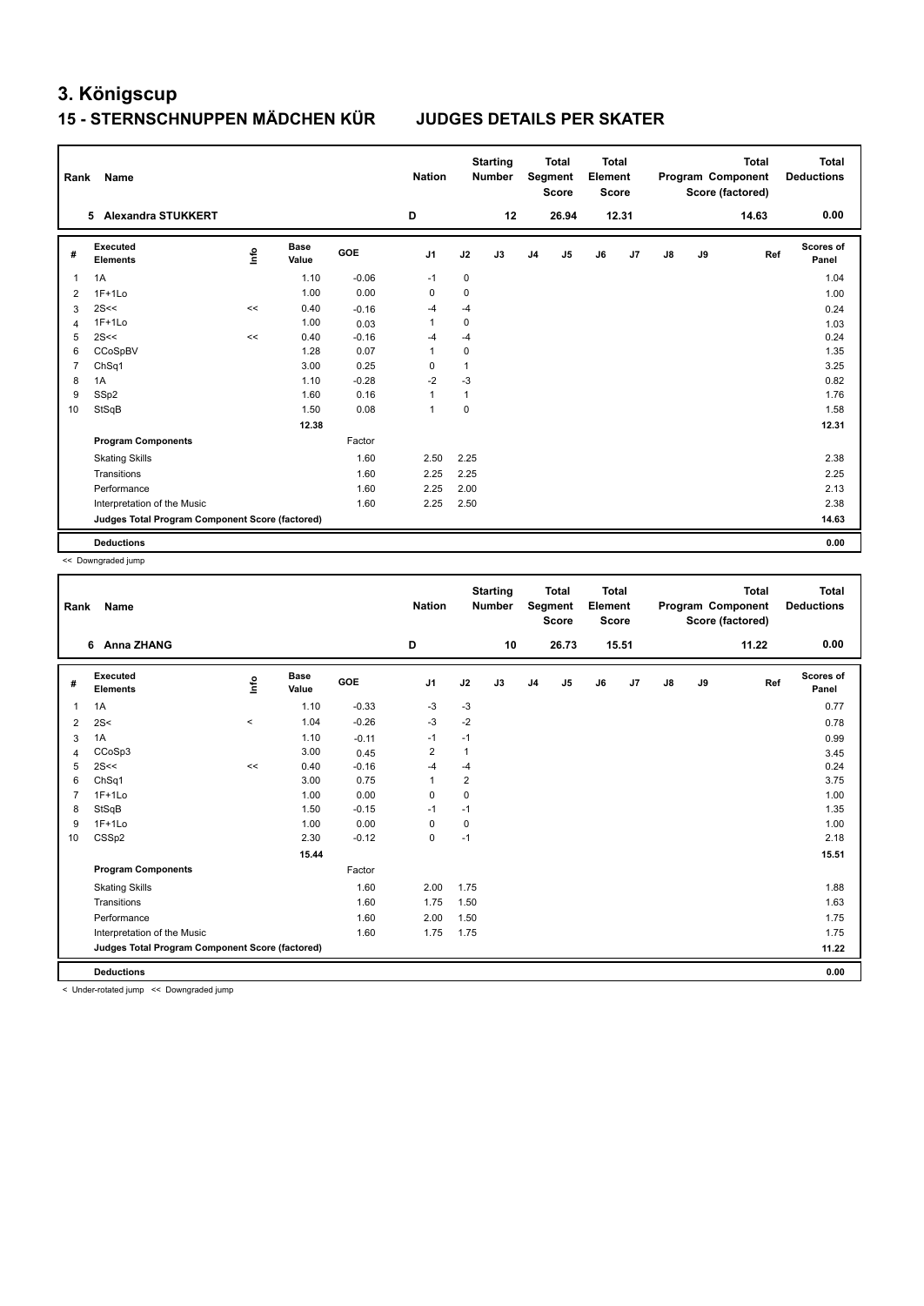# 3. Königscup

## 15 - STERNSCHNUPPEN MÄDCHEN KÜR JUDGES DETAILS PER SKATER

| Rank | Name | Nation | Starting Number | Total Segment Score | Total Element Score | Total Program Component Score (factored) | Total Deductions |
|---|---|---|---|---|---|---|---|
| 5 | Alexandra STUKKERT | D | 12 | 26.94 | 12.31 | 14.63 | 0.00 |

| # | Executed Elements | Info | Base Value | GOE | J1 | J2 | J3 | J4 | J5 | J6 | J7 | J8 | J9 | Ref | Scores of Panel |
|---|---|---|---|---|---|---|---|---|---|---|---|---|---|---|---|
| 1 | 1A | | 1.10 | -0.06 | -1 | 0 | | | | | | | | | 1.04 |
| 2 | 1F+1Lo | | 1.00 | 0.00 | 0 | 0 | | | | | | | | | 1.00 |
| 3 | 2S<< | << | 0.40 | -0.16 | -4 | -4 | | | | | | | | | 0.24 |
| 4 | 1F+1Lo | | 1.00 | 0.03 | 1 | 0 | | | | | | | | | 1.03 |
| 5 | 2S<< | << | 0.40 | -0.16 | -4 | -4 | | | | | | | | | 0.24 |
| 6 | CCoSpBV | | 1.28 | 0.07 | 1 | 0 | | | | | | | | | 1.35 |
| 7 | ChSq1 | | 3.00 | 0.25 | 0 | 1 | | | | | | | | | 3.25 |
| 8 | 1A | | 1.10 | -0.28 | -2 | -3 | | | | | | | | | 0.82 |
| 9 | SSp2 | | 1.60 | 0.16 | 1 | 1 | | | | | | | | | 1.76 |
| 10 | StSqB | | 1.50 | 0.08 | 1 | 0 | | | | | | | | | 1.58 |
| | | | 12.38 | | | | | | | | | | | | 12.31 |
| | **Program Components** | | | Factor | | | | | | | | | | | |
| | Skating Skills | | | 1.60 | 2.50 | 2.25 | | | | | | | | | 2.38 |
| | Transitions | | | 1.60 | 2.25 | 2.25 | | | | | | | | | 2.25 |
| | Performance | | | 1.60 | 2.25 | 2.00 | | | | | | | | | 2.13 |
| | Interpretation of the Music | | | 1.60 | 2.25 | 2.50 | | | | | | | | | 2.38 |
| | **Judges Total Program Component Score (factored)** | | | | | | | | | | | | | | 14.63 |
| | **Deductions** | | | | | | | | | | | | | | 0.00 |

<< Downgraded jump

| Rank | Name | Nation | Starting Number | Total Segment Score | Total Element Score | Total Program Component Score (factored) | Total Deductions |
|---|---|---|---|---|---|---|---|
| 6 | Anna ZHANG | D | 10 | 26.73 | 15.51 | 11.22 | 0.00 |

| # | Executed Elements | Info | Base Value | GOE | J1 | J2 | J3 | J4 | J5 | J6 | J7 | J8 | J9 | Ref | Scores of Panel |
|---|---|---|---|---|---|---|---|---|---|---|---|---|---|---|---|
| 1 | 1A | | 1.10 | -0.33 | -3 | -3 | | | | | | | | | 0.77 |
| 2 | 2S< | < | 1.04 | -0.26 | -3 | -2 | | | | | | | | | 0.78 |
| 3 | 1A | | 1.10 | -0.11 | -1 | -1 | | | | | | | | | 0.99 |
| 4 | CCoSp3 | | 3.00 | 0.45 | 2 | 1 | | | | | | | | | 3.45 |
| 5 | 2S<< | << | 0.40 | -0.16 | -4 | -4 | | | | | | | | | 0.24 |
| 6 | ChSq1 | | 3.00 | 0.75 | 1 | 2 | | | | | | | | | 3.75 |
| 7 | 1F+1Lo | | 1.00 | 0.00 | 0 | 0 | | | | | | | | | 1.00 |
| 8 | StSqB | | 1.50 | -0.15 | -1 | -1 | | | | | | | | | 1.35 |
| 9 | 1F+1Lo | | 1.00 | 0.00 | 0 | 0 | | | | | | | | | 1.00 |
| 10 | CSSp2 | | 2.30 | -0.12 | 0 | -1 | | | | | | | | | 2.18 |
| | | | 15.44 | | | | | | | | | | | | 15.51 |
| | **Program Components** | | | Factor | | | | | | | | | | | |
| | Skating Skills | | | 1.60 | 2.00 | 1.75 | | | | | | | | | 1.88 |
| | Transitions | | | 1.60 | 1.75 | 1.50 | | | | | | | | | 1.63 |
| | Performance | | | 1.60 | 2.00 | 1.50 | | | | | | | | | 1.75 |
| | Interpretation of the Music | | | 1.60 | 1.75 | 1.75 | | | | | | | | | 1.75 |
| | **Judges Total Program Component Score (factored)** | | | | | | | | | | | | | | 11.22 |
| | **Deductions** | | | | | | | | | | | | | | 0.00 |

< Under-rotated jump << Downgraded jump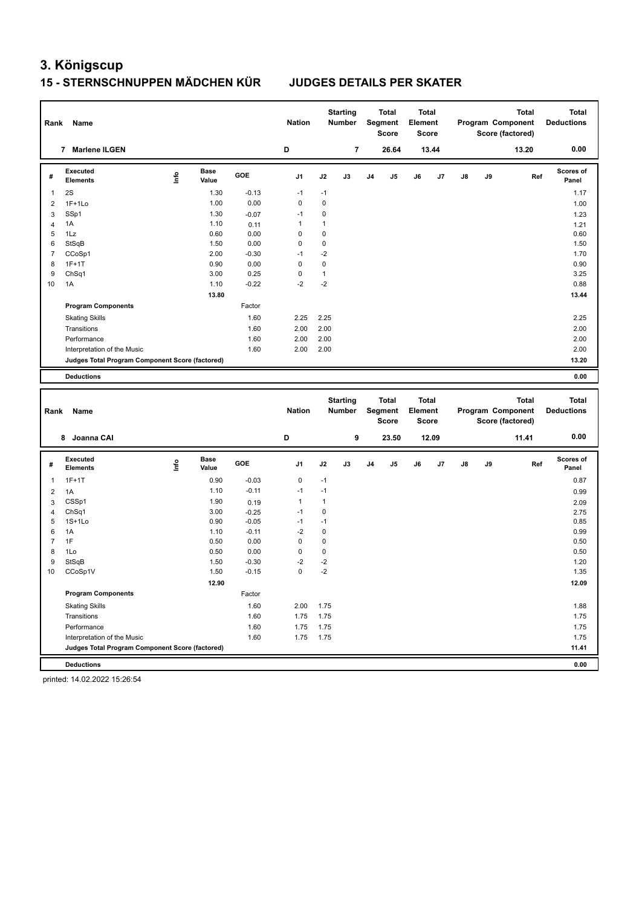# 3. Königscup

## 15 - STERNSCHNUPPEN MÄDCHEN KÜR JUDGES DETAILS PER SKATER

| Rank | Name | Nation | Starting Number | Total Segment Score | Total Element Score | Total Program Component Score (factored) | Total Deductions |
|---|---|---|---|---|---|---|---|
| 7 | Marlene ILGEN | D | 7 | 26.64 | 13.44 | 13.20 | 0.00 |

| # | Executed Elements | Info | Base Value | GOE | J1 | J2 | J3 | J4 | J5 | J6 | J7 | J8 | J9 | Ref | Scores of Panel |
|---|---|---|---|---|---|---|---|---|---|---|---|---|---|---|---|
| 1 | 2S | | 1.30 | -0.13 | -1 | -1 | | | | | | | | | 1.17 |
| 2 | 1F+1Lo | | 1.00 | 0.00 | 0 | 0 | | | | | | | | | 1.00 |
| 3 | SSp1 | | 1.30 | -0.07 | -1 | 0 | | | | | | | | | 1.23 |
| 4 | 1A | | 1.10 | 0.11 | 1 | 1 | | | | | | | | | 1.21 |
| 5 | 1Lz | | 0.60 | 0.00 | 0 | 0 | | | | | | | | | 0.60 |
| 6 | StSqB | | 1.50 | 0.00 | 0 | 0 | | | | | | | | | 1.50 |
| 7 | CCoSp1 | | 2.00 | -0.30 | -1 | -2 | | | | | | | | | 1.70 |
| 8 | 1F+1T | | 0.90 | 0.00 | 0 | 0 | | | | | | | | | 0.90 |
| 9 | ChSq1 | | 3.00 | 0.25 | 0 | 1 | | | | | | | | | 3.25 |
| 10 | 1A | | 1.10 | -0.22 | -2 | -2 | | | | | | | | | 0.88 |
| | | | 13.80 | | | | | | | | | | | | 13.44 |
| | **Program Components** | | | Factor | | | | | | | | | | | |
| | Skating Skills | | | 1.60 | 2.25 | 2.25 | | | | | | | | | 2.25 |
| | Transitions | | | 1.60 | 2.00 | 2.00 | | | | | | | | | 2.00 |
| | Performance | | | 1.60 | 2.00 | 2.00 | | | | | | | | | 2.00 |
| | Interpretation of the Music | | | 1.60 | 2.00 | 2.00 | | | | | | | | | 2.00 |
| | **Judges Total Program Component Score (factored)** | | | | | | | | | | | | | | 13.20 |
| | **Deductions** | | | | | | | | | | | | | | 0.00 |

| Rank | Name | Nation | Starting Number | Total Segment Score | Total Element Score | Total Program Component Score (factored) | Total Deductions |
|---|---|---|---|---|---|---|---|
| 8 | Joanna CAI | D | 9 | 23.50 | 12.09 | 11.41 | 0.00 |

| # | Executed Elements | Info | Base Value | GOE | J1 | J2 | J3 | J4 | J5 | J6 | J7 | J8 | J9 | Ref | Scores of Panel |
|---|---|---|---|---|---|---|---|---|---|---|---|---|---|---|---|
| 1 | 1F+1T | | 0.90 | -0.03 | 0 | -1 | | | | | | | | | 0.87 |
| 2 | 1A | | 1.10 | -0.11 | -1 | -1 | | | | | | | | | 0.99 |
| 3 | CSSp1 | | 1.90 | 0.19 | 1 | 1 | | | | | | | | | 2.09 |
| 4 | ChSq1 | | 3.00 | -0.25 | -1 | 0 | | | | | | | | | 2.75 |
| 5 | 1S+1Lo | | 0.90 | -0.05 | -1 | -1 | | | | | | | | | 0.85 |
| 6 | 1A | | 1.10 | -0.11 | -2 | 0 | | | | | | | | | 0.99 |
| 7 | 1F | | 0.50 | 0.00 | 0 | 0 | | | | | | | | | 0.50 |
| 8 | 1Lo | | 0.50 | 0.00 | 0 | 0 | | | | | | | | | 0.50 |
| 9 | StSqB | | 1.50 | -0.30 | -2 | -2 | | | | | | | | | 1.20 |
| 10 | CCoSp1V | | 1.50 | -0.15 | 0 | -2 | | | | | | | | | 1.35 |
| | | | 12.90 | | | | | | | | | | | | 12.09 |
| | **Program Components** | | | Factor | | | | | | | | | | | |
| | Skating Skills | | | 1.60 | 2.00 | 1.75 | | | | | | | | | 1.88 |
| | Transitions | | | 1.60 | 1.75 | 1.75 | | | | | | | | | 1.75 |
| | Performance | | | 1.60 | 1.75 | 1.75 | | | | | | | | | 1.75 |
| | Interpretation of the Music | | | 1.60 | 1.75 | 1.75 | | | | | | | | | 1.75 |
| | **Judges Total Program Component Score (factored)** | | | | | | | | | | | | | | 11.41 |
| | **Deductions** | | | | | | | | | | | | | | 0.00 |

printed: 14.02.2022 15:26:54